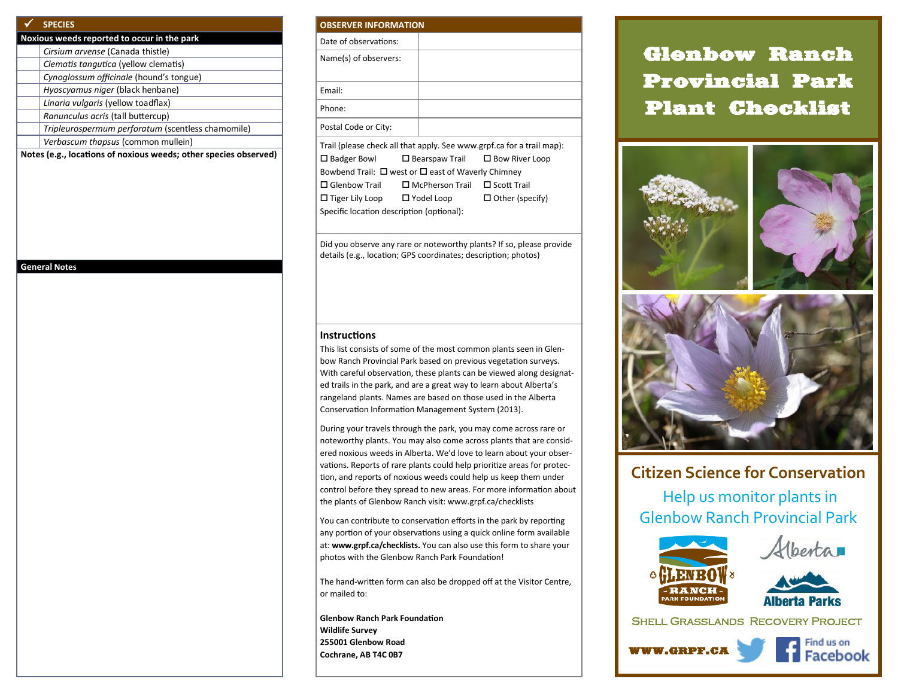| ✓ | SPECIES |
|---|---|
| | **Noxious weeds reported to occur in the park** |
| | *Cirsium arvense* (Canada thistle) |
| | *Clematis tangutica* (yellow clematis) |
| | *Cynoglossum officinale* (hound's tongue) |
| | *Hyoscyamus niger* (black henbane) |
| | *Linaria vulgaris* (yellow toadflax) |
| | *Ranunculus acris* (tall buttercup) |
| | *Tripleurospermum perforatum* (scentless chamomile) |
| | *Verbascum thapsus* (common mullein) |

**Notes (e.g., locations of noxious weeds; other species observed)**

**General Notes**

| OBSERVER INFORMATION | |
|---|---|
| Date of observations: | |
| Name(s) of observers: | |
| Email: | |
| Phone: | |
| Postal Code or City: | |

Trail (please check all that apply. See www.grpf.ca for a trail map):

☐ Badger Bowl ☐ Bearspaw Trail ☐ Bow River Loop

Bowbend Trail: ☐ west or ☐ east of Waverly Chimney

☐ Glenbow Trail ☐ McPherson Trail ☐ Scott Trail

☐ Tiger Lily Loop ☐ Yodel Loop ☐ Other (specify)

Specific location description (optional):

Did you observe any rare or noteworthy plants? If so, please provide details (e.g., location; GPS coordinates; description; photos)

### Instructions

This list consists of some of the most common plants seen in Glenbow Ranch Provincial Park based on previous vegetation surveys. With careful observation, these plants can be viewed along designated trails in the park, and are a great way to learn about Alberta's rangeland plants. Names are based on those used in the Alberta Conservation Information Management System (2013).

During your travels through the park, you may come across rare or noteworthy plants. You may also come across plants that are considered noxious weeds in Alberta. We'd love to learn about your observations. Reports of rare plants could help prioritize areas for protection, and reports of noxious weeds could help us keep them under control before they spread to new areas. For more information about the plants of Glenbow Ranch visit: www.grpf.ca/checklists

You can contribute to conservation efforts in the park by reporting any portion of your observations using a quick online form available at: **www.grpf.ca/checklists.** You can also use this form to share your photos with the Glenbow Ranch Park Foundation!

The hand-written form can also be dropped off at the Visitor Centre, or mailed to:

**Glenbow Ranch Park Foundation**
**Wildlife Survey**
**255001 Glenbow Road**
**Cochrane, AB T4C 0B7**

# Glenbow Ranch Provincial Park Plant Checklist

## Citizen Science for Conservation

Help us monitor plants in Glenbow Ranch Provincial Park

Glenbow Ranch Park Foundation · Alberta · Alberta Parks

Shell Grasslands Recovery Project

WWW.GRPF.CA

Find us on Facebook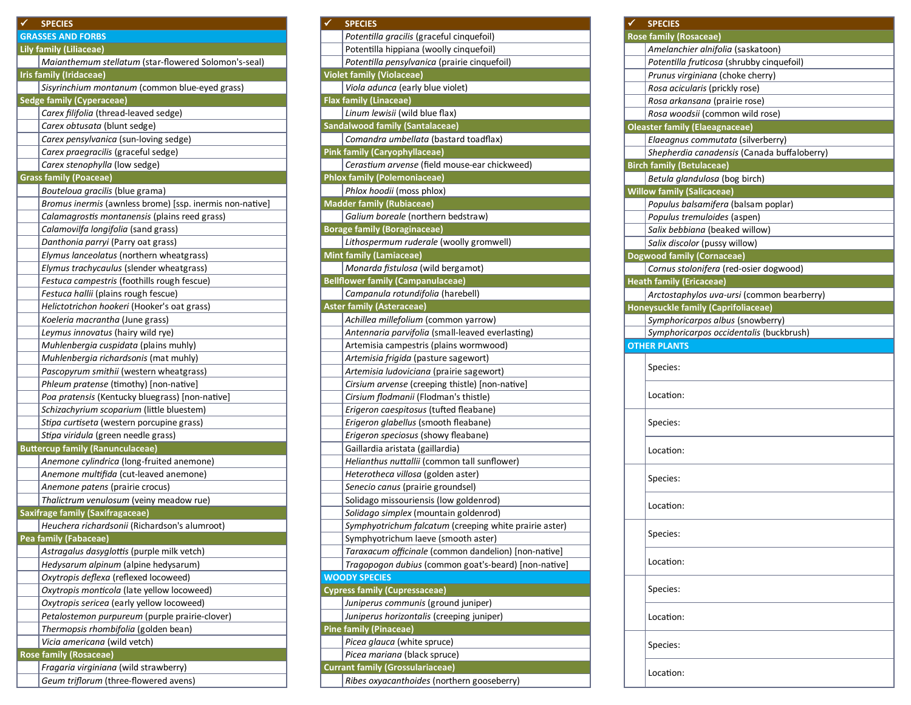| ✓ | SPECIES |
|---|---|
| | **GRASSES AND FORBS** |
| | **Lily family (Liliaceae)** |
| | *Maianthemum stellatum* (star-flowered Solomon's-seal) |
| | **Iris family (Iridaceae)** |
| | *Sisyrinchium montanum* (common blue-eyed grass) |
| | **Sedge family (Cyperaceae)** |
| | *Carex filifolia* (thread-leaved sedge) |
| | *Carex obtusata* (blunt sedge) |
| | *Carex pensylvanica* (sun-loving sedge) |
| | *Carex praegracilis* (graceful sedge) |
| | *Carex stenophylla* (low sedge) |
| | **Grass family (Poaceae)** |
| | *Bouteloua gracilis* (blue grama) |
| | *Bromus inermis* (awnless brome) [ssp. inermis non-native] |
| | *Calamagrostis montanensis* (plains reed grass) |
| | *Calamovilfa longifolia* (sand grass) |
| | *Danthonia parryi* (Parry oat grass) |
| | *Elymus lanceolatus* (northern wheatgrass) |
| | *Elymus trachycaulus* (slender wheatgrass) |
| | *Festuca campestris* (foothills rough fescue) |
| | *Festuca hallii* (plains rough fescue) |
| | *Helictotrichon hookeri* (Hooker's oat grass) |
| | *Koeleria macrantha* (June grass) |
| | *Leymus innovatus* (hairy wild rye) |
| | *Muhlenbergia cuspidata* (plains muhly) |
| | *Muhlenbergia richardsonis* (mat muhly) |
| | *Pascopyrum smithii* (western wheatgrass) |
| | *Phleum pratense* (timothy) [non-native] |
| | *Poa pratensis* (Kentucky bluegrass) [non-native] |
| | *Schizachyrium scoparium* (little bluestem) |
| | *Stipa curtiseta* (western porcupine grass) |
| | *Stipa viridula* (green needle grass) |
| | **Buttercup family (Ranunculaceae)** |
| | *Anemone cylindrica* (long-fruited anemone) |
| | *Anemone multifida* (cut-leaved anemone) |
| | *Anemone patens* (prairie crocus) |
| | *Thalictrum venulosum* (veiny meadow rue) |
| | **Saxifrage family (Saxifragaceae)** |
| | *Heuchera richardsonii* (Richardson's alumroot) |
| | **Pea family (Fabaceae)** |
| | *Astragalus dasyglottis* (purple milk vetch) |
| | *Hedysarum alpinum* (alpine hedysarum) |
| | *Oxytropis deflexa* (reflexed locoweed) |
| | *Oxytropis monticola* (late yellow locoweed) |
| | *Oxytropis sericea* (early yellow locoweed) |
| | *Petalostemon purpureum* (purple prairie-clover) |
| | *Thermopsis rhombifolia* (golden bean) |
| | *Vicia americana* (wild vetch) |
| | **Rose family (Rosaceae)** |
| | *Fragaria virginiana* (wild strawberry) |
| | *Geum triflorum* (three-flowered avens) |

| ✓ | SPECIES |
|---|---|
| | *Potentilla gracilis* (graceful cinquefoil) |
| | Potentilla hippiana (woolly cinquefoil) |
| | *Potentilla pensylvanica* (prairie cinquefoil) |
| | **Violet family (Violaceae)** |
| | *Viola adunca* (early blue violet) |
| | **Flax family (Linaceae)** |
| | *Linum lewisii* (wild blue flax) |
| | **Sandalwood family (Santalaceae)** |
| | *Comandra umbellata* (bastard toadflax) |
| | **Pink family (Caryophyllaceae)** |
| | *Cerastium arvense* (field mouse-ear chickweed) |
| | **Phlox family (Polemoniaceae)** |
| | *Phlox hoodii* (moss phlox) |
| | **Madder family (Rubiaceae)** |
| | *Galium boreale* (northern bedstraw) |
| | **Borage family (Boraginaceae)** |
| | *Lithospermum ruderale* (woolly gromwell) |
| | **Mint family (Lamiaceae)** |
| | *Monarda fistulosa* (wild bergamot) |
| | **Bellflower family (Campanulaceae)** |
| | *Campanula rotundifolia* (harebell) |
| | **Aster family (Asteraceae)** |
| | *Achillea millefolium* (common yarrow) |
| | *Antennaria parvifolia* (small-leaved everlasting) |
| | Artemisia campestris (plains wormwood) |
| | *Artemisia frigida* (pasture sagewort) |
| | *Artemisia ludoviciana* (prairie sagewort) |
| | *Cirsium arvense* (creeping thistle) [non-native] |
| | *Cirsium flodmanii* (Flodman's thistle) |
| | *Erigeron caespitosus* (tufted fleabane) |
| | *Erigeron glabellus* (smooth fleabane) |
| | *Erigeron speciosus* (showy fleabane) |
| | Gaillardia aristata (gaillardia) |
| | *Helianthus nuttallii* (common tall sunflower) |
| | *Heterotheca villosa* (golden aster) |
| | *Senecio canus* (prairie groundsel) |
| | Solidago missouriensis (low goldenrod) |
| | *Solidago simplex* (mountain goldenrod) |
| | *Symphyotrichum falcatum* (creeping white prairie aster) |
| | Symphyotrichum laeve (smooth aster) |
| | *Taraxacum officinale* (common dandelion) [non-native] |
| | *Tragopogon dubius* (common goat's-beard) [non-native] |
| | **WOODY SPECIES** |
| | **Cypress family (Cupressaceae)** |
| | *Juniperus communis* (ground juniper) |
| | *Juniperus horizontalis* (creeping juniper) |
| | **Pine family (Pinaceae)** |
| | *Picea glauca* (white spruce) |
| | *Picea mariana* (black spruce) |
| | **Currant family (Grossulariaceae)** |
| | *Ribes oxyacanthoides* (northern gooseberry) |

| ✓ | SPECIES |
|---|---|
| | **Rose family (Rosaceae)** |
| | *Amelanchier alnifolia* (saskatoon) |
| | *Potentilla fruticosa* (shrubby cinquefoil) |
| | *Prunus virginiana* (choke cherry) |
| | *Rosa acicularis* (prickly rose) |
| | *Rosa arkansana* (prairie rose) |
| | *Rosa woodsii* (common wild rose) |
| | **Oleaster family (Elaeagnaceae)** |
| | *Elaeagnus commutata* (silverberry) |
| | *Shepherdia canadensis* (Canada buffaloberry) |
| | **Birch family (Betulaceae)** |
| | *Betula glandulosa* (bog birch) |
| | **Willow family (Salicaceae)** |
| | *Populus balsamifera* (balsam poplar) |
| | *Populus tremuloides* (aspen) |
| | *Salix bebbiana* (beaked willow) |
| | *Salix discolor* (pussy willow) |
| | **Dogwood family (Cornaceae)** |
| | *Cornus stolonifera* (red-osier dogwood) |
| | **Heath family (Ericaceae)** |
| | *Arctostaphylos uva-ursi* (common bearberry) |
| | **Honeysuckle family (Caprifoliaceae)** |
| | *Symphoricarpos albus* (snowberry) |
| | *Symphoricarpos occidentalis* (buckbrush) |
| | **OTHER PLANTS** |
| | Species: |
| | Location: |
| | Species: |
| | Location: |
| | Species: |
| | Location: |
| | Species: |
| | Location: |
| | Species: |
| | Location: |
| | Species: |
| | Location: |